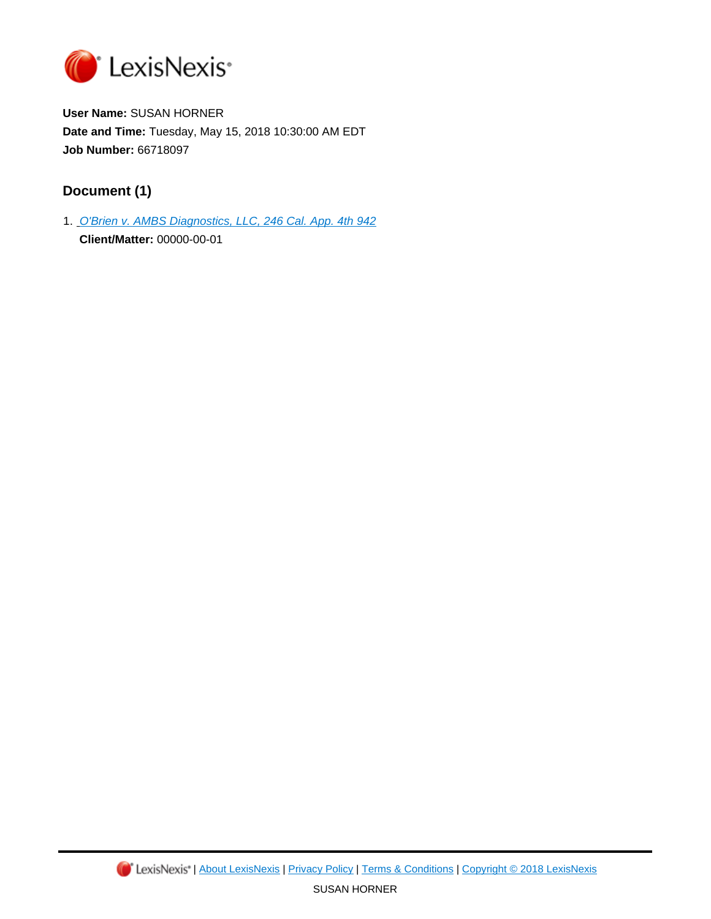LexisNexis®

**User Name:** SUSAN HORNER
**Date and Time:** Tuesday, May 15, 2018 10:30:00 AM EDT
**Job Number:** 66718097

## Document (1)

1. *O'Brien v. AMBS Diagnostics, LLC, 246 Cal. App. 4th 942*
   **Client/Matter:** 00000-00-01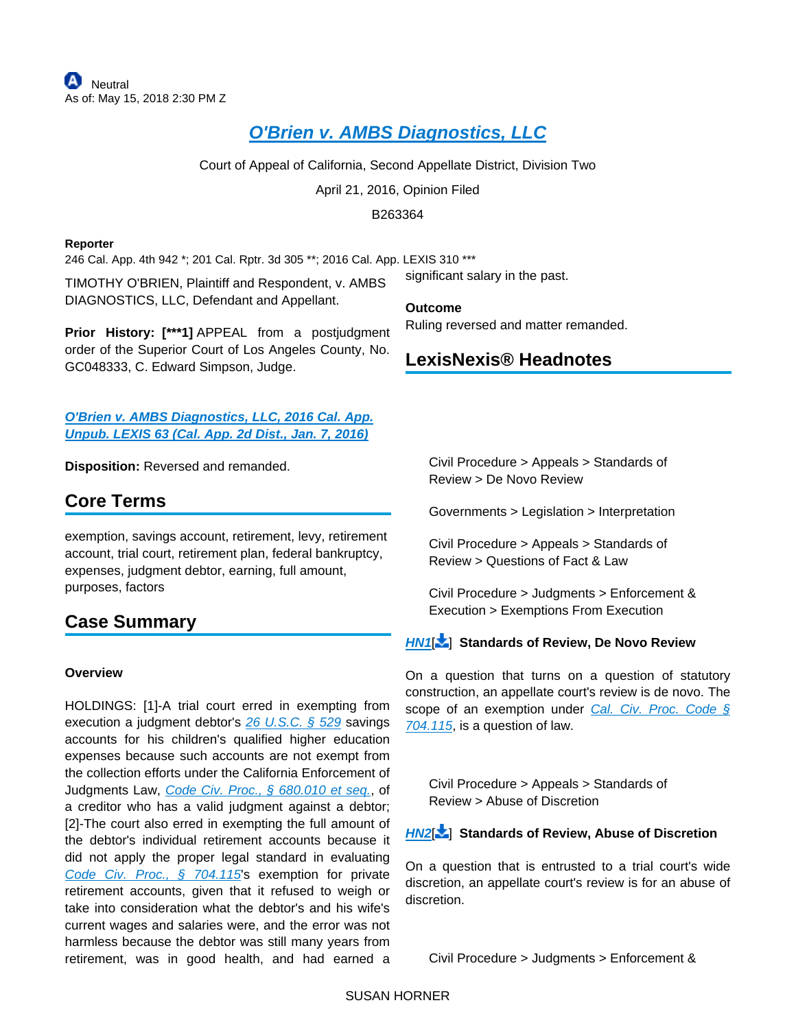Neutral
As of: May 15, 2018 2:30 PM Z

# O'Brien v. AMBS Diagnostics, LLC

Court of Appeal of California, Second Appellate District, Division Two

April 21, 2016, Opinion Filed

B263364

**Reporter**

246 Cal. App. 4th 942 *; 201 Cal. Rptr. 3d 305 **; 2016 Cal. App. LEXIS 310 ***

TIMOTHY O'BRIEN, Plaintiff and Respondent, v. AMBS DIAGNOSTICS, LLC, Defendant and Appellant.

**Prior History:** **[***1]** APPEAL from a postjudgment order of the Superior Court of Los Angeles County, No. GC048333, C. Edward Simpson, Judge.

O'Brien v. AMBS Diagnostics, LLC, 2016 Cal. App. Unpub. LEXIS 63 (Cal. App. 2d Dist., Jan. 7, 2016)

**Disposition:** Reversed and remanded.

## Core Terms

exemption, savings account, retirement, levy, retirement account, trial court, retirement plan, federal bankruptcy, expenses, judgment debtor, earning, full amount, purposes, factors

## Case Summary

**Overview**

HOLDINGS: [1]-A trial court erred in exempting from execution a judgment debtor's 26 U.S.C. § 529 savings accounts for his children's qualified higher education expenses because such accounts are not exempt from the collection efforts under the California Enforcement of Judgments Law, Code Civ. Proc., § 680.010 et seq., of a creditor who has a valid judgment against a debtor; [2]-The court also erred in exempting the full amount of the debtor's individual retirement accounts because it did not apply the proper legal standard in evaluating Code Civ. Proc., § 704.115's exemption for private retirement accounts, given that it refused to weigh or take into consideration what the debtor's and his wife's current wages and salaries were, and the error was not harmless because the debtor was still many years from retirement, was in good health, and had earned a significant salary in the past.

**Outcome**

Ruling reversed and matter remanded.

## LexisNexis® Headnotes

Civil Procedure > Appeals > Standards of Review > De Novo Review

Governments > Legislation > Interpretation

Civil Procedure > Appeals > Standards of Review > Questions of Fact & Law

Civil Procedure > Judgments > Enforcement & Execution > Exemptions From Execution

**HN1** **Standards of Review, De Novo Review**

On a question that turns on a question of statutory construction, an appellate court's review is de novo. The scope of an exemption under Cal. Civ. Proc. Code § 704.115, is a question of law.

Civil Procedure > Appeals > Standards of Review > Abuse of Discretion

**HN2** **Standards of Review, Abuse of Discretion**

On a question that is entrusted to a trial court's wide discretion, an appellate court's review is for an abuse of discretion.

Civil Procedure > Judgments > Enforcement &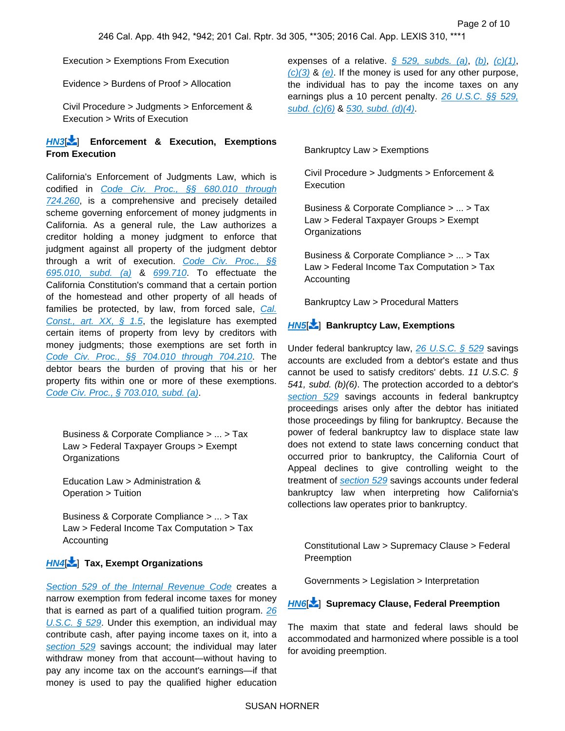Execution > Exemptions From Execution

Evidence > Burdens of Proof > Allocation

Civil Procedure > Judgments > Enforcement & Execution > Writs of Execution

**HN3[] Enforcement & Execution, Exemptions From Execution**

California's Enforcement of Judgments Law, which is codified in Code Civ. Proc., §§ 680.010 through 724.260, is a comprehensive and precisely detailed scheme governing enforcement of money judgments in California. As a general rule, the Law authorizes a creditor holding a money judgment to enforce that judgment against all property of the judgment debtor through a writ of execution. Code Civ. Proc., §§ 695.010, subd. (a) & 699.710. To effectuate the California Constitution's command that a certain portion of the homestead and other property of all heads of families be protected, by law, from forced sale, Cal. Const., art. XX, § 1.5, the legislature has exempted certain items of property from levy by creditors with money judgments; those exemptions are set forth in Code Civ. Proc., §§ 704.010 through 704.210. The debtor bears the burden of proving that his or her property fits within one or more of these exemptions. Code Civ. Proc., § 703.010, subd. (a).

Business & Corporate Compliance > ... > Tax Law > Federal Taxpayer Groups > Exempt Organizations

Education Law > Administration & Operation > Tuition

Business & Corporate Compliance > ... > Tax Law > Federal Income Tax Computation > Tax Accounting

**HN4[] Tax, Exempt Organizations**

Section 529 of the Internal Revenue Code creates a narrow exemption from federal income taxes for money that is earned as part of a qualified tuition program. 26 U.S.C. § 529. Under this exemption, an individual may contribute cash, after paying income taxes on it, into a section 529 savings account; the individual may later withdraw money from that account—without having to pay any income tax on the account's earnings—if that money is used to pay the qualified higher education expenses of a relative. § 529, subds. (a), (b), (c)(1), (c)(3) & (e). If the money is used for any other purpose, the individual has to pay the income taxes on any earnings plus a 10 percent penalty. 26 U.S.C. §§ 529, subd. (c)(6) & 530, subd. (d)(4).

Bankruptcy Law > Exemptions

Civil Procedure > Judgments > Enforcement & Execution

Business & Corporate Compliance > ... > Tax Law > Federal Taxpayer Groups > Exempt Organizations

Business & Corporate Compliance > ... > Tax Law > Federal Income Tax Computation > Tax Accounting

Bankruptcy Law > Procedural Matters

**HN5[] Bankruptcy Law, Exemptions**

Under federal bankruptcy law, 26 U.S.C. § 529 savings accounts are excluded from a debtor's estate and thus cannot be used to satisfy creditors' debts. *11 U.S.C. § 541, subd. (b)(6)*. The protection accorded to a debtor's section 529 savings accounts in federal bankruptcy proceedings arises only after the debtor has initiated those proceedings by filing for bankruptcy. Because the power of federal bankruptcy law to displace state law does not extend to state laws concerning conduct that occurred prior to bankruptcy, the California Court of Appeal declines to give controlling weight to the treatment of section 529 savings accounts under federal bankruptcy law when interpreting how California's collections law operates prior to bankruptcy.

Constitutional Law > Supremacy Clause > Federal Preemption

Governments > Legislation > Interpretation

**HN6[] Supremacy Clause, Federal Preemption**

The maxim that state and federal laws should be accommodated and harmonized where possible is a tool for avoiding preemption.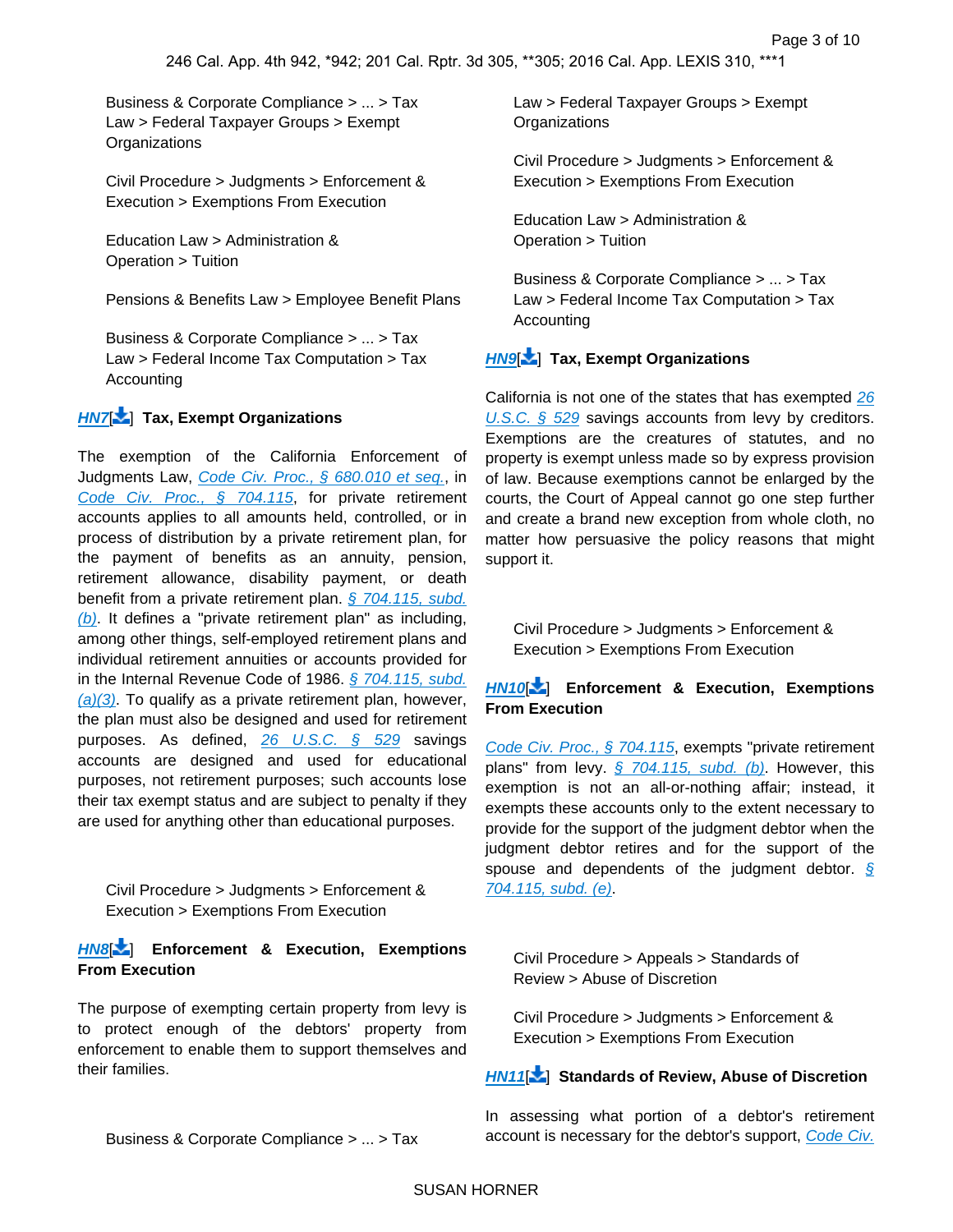Business & Corporate Compliance > ... > Tax Law > Federal Taxpayer Groups > Exempt Organizations

Civil Procedure > Judgments > Enforcement & Execution > Exemptions From Execution

Education Law > Administration & Operation > Tuition

Pensions & Benefits Law > Employee Benefit Plans

Business & Corporate Compliance > ... > Tax Law > Federal Income Tax Computation > Tax Accounting

**HN7[] Tax, Exempt Organizations**

The exemption of the California Enforcement of Judgments Law, Code Civ. Proc., § 680.010 et seq., in Code Civ. Proc., § 704.115, for private retirement accounts applies to all amounts held, controlled, or in process of distribution by a private retirement plan, for the payment of benefits as an annuity, pension, retirement allowance, disability payment, or death benefit from a private retirement plan. § 704.115, subd. (b). It defines a "private retirement plan" as including, among other things, self-employed retirement plans and individual retirement annuities or accounts provided for in the Internal Revenue Code of 1986. § 704.115, subd. (a)(3). To qualify as a private retirement plan, however, the plan must also be designed and used for retirement purposes. As defined, 26 U.S.C. § 529 savings accounts are designed and used for educational purposes, not retirement purposes; such accounts lose their tax exempt status and are subject to penalty if they are used for anything other than educational purposes.

Civil Procedure > Judgments > Enforcement & Execution > Exemptions From Execution

**HN8[] Enforcement & Execution, Exemptions From Execution**

The purpose of exempting certain property from levy is to protect enough of the debtors' property from enforcement to enable them to support themselves and their families.

Business & Corporate Compliance > ... > Tax Law > Federal Taxpayer Groups > Exempt Organizations

Civil Procedure > Judgments > Enforcement & Execution > Exemptions From Execution

Education Law > Administration & Operation > Tuition

Business & Corporate Compliance > ... > Tax Law > Federal Income Tax Computation > Tax Accounting

**HN9[] Tax, Exempt Organizations**

California is not one of the states that has exempted 26 U.S.C. § 529 savings accounts from levy by creditors. Exemptions are the creatures of statutes, and no property is exempt unless made so by express provision of law. Because exemptions cannot be enlarged by the courts, the Court of Appeal cannot go one step further and create a brand new exception from whole cloth, no matter how persuasive the policy reasons that might support it.

Civil Procedure > Judgments > Enforcement & Execution > Exemptions From Execution

**HN10[] Enforcement & Execution, Exemptions From Execution**

Code Civ. Proc., § 704.115, exempts "private retirement plans" from levy. § 704.115, subd. (b). However, this exemption is not an all-or-nothing affair; instead, it exempts these accounts only to the extent necessary to provide for the support of the judgment debtor when the judgment debtor retires and for the support of the spouse and dependents of the judgment debtor. § 704.115, subd. (e).

Civil Procedure > Appeals > Standards of Review > Abuse of Discretion

Civil Procedure > Judgments > Enforcement & Execution > Exemptions From Execution

**HN11[] Standards of Review, Abuse of Discretion**

In assessing what portion of a debtor's retirement account is necessary for the debtor's support, Code Civ.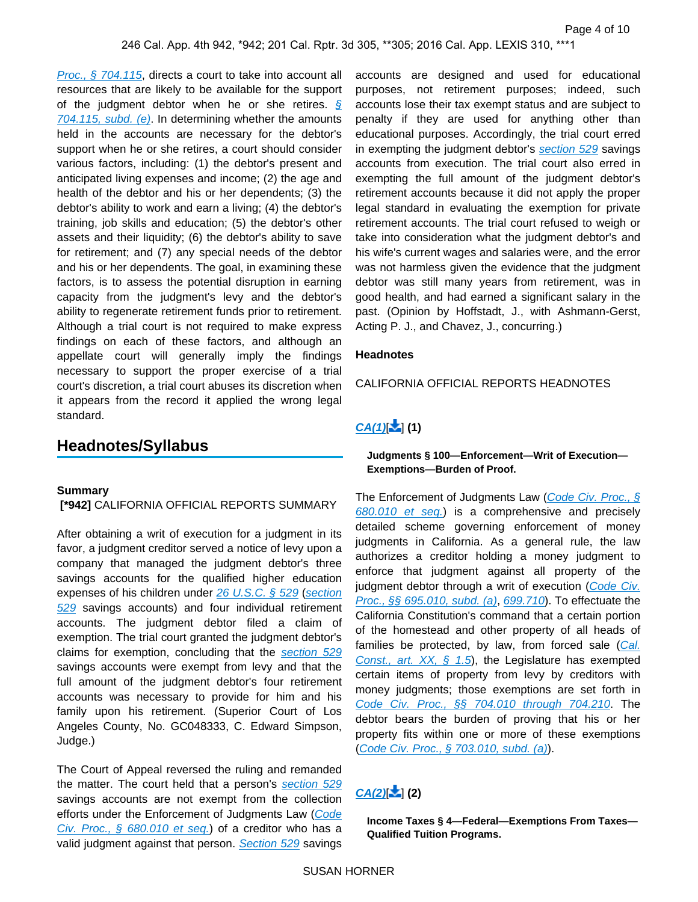Proc., § 704.115, directs a court to take into account all resources that are likely to be available for the support of the judgment debtor when he or she retires. § 704.115, subd. (e). In determining whether the amounts held in the accounts are necessary for the debtor's support when he or she retires, a court should consider various factors, including: (1) the debtor's present and anticipated living expenses and income; (2) the age and health of the debtor and his or her dependents; (3) the debtor's ability to work and earn a living; (4) the debtor's training, job skills and education; (5) the debtor's other assets and their liquidity; (6) the debtor's ability to save for retirement; and (7) any special needs of the debtor and his or her dependents. The goal, in examining these factors, is to assess the potential disruption in earning capacity from the judgment's levy and the debtor's ability to regenerate retirement funds prior to retirement. Although a trial court is not required to make express findings on each of these factors, and although an appellate court will generally imply the findings necessary to support the proper exercise of a trial court's discretion, a trial court abuses its discretion when it appears from the record it applied the wrong legal standard.

## Headnotes/Syllabus

**Summary**

**[*942]** CALIFORNIA OFFICIAL REPORTS SUMMARY

After obtaining a writ of execution for a judgment in its favor, a judgment creditor served a notice of levy upon a company that managed the judgment debtor's three savings accounts for the qualified higher education expenses of his children under 26 U.S.C. § 529 (section 529 savings accounts) and four individual retirement accounts. The judgment debtor filed a claim of exemption. The trial court granted the judgment debtor's claims for exemption, concluding that the section 529 savings accounts were exempt from levy and that the full amount of the judgment debtor's four retirement accounts was necessary to provide for him and his family upon his retirement. (Superior Court of Los Angeles County, No. GC048333, C. Edward Simpson, Judge.)

The Court of Appeal reversed the ruling and remanded the matter. The court held that a person's section 529 savings accounts are not exempt from the collection efforts under the Enforcement of Judgments Law (Code Civ. Proc., § 680.010 et seq.) of a creditor who has a valid judgment against that person. Section 529 savings accounts are designed and used for educational purposes, not retirement purposes; indeed, such accounts lose their tax exempt status and are subject to penalty if they are used for anything other than educational purposes. Accordingly, the trial court erred in exempting the judgment debtor's section 529 savings accounts from execution. The trial court also erred in exempting the full amount of the judgment debtor's retirement accounts because it did not apply the proper legal standard in evaluating the exemption for private retirement accounts. The trial court refused to weigh or take into consideration what the judgment debtor's and his wife's current wages and salaries were, and the error was not harmless given the evidence that the judgment debtor was still many years from retirement, was in good health, and had earned a significant salary in the past. (Opinion by Hoffstadt, J., with Ashmann-Gerst, Acting P. J., and Chavez, J., concurring.)

**Headnotes**

CALIFORNIA OFFICIAL REPORTS HEADNOTES

CA(1)[] **(1)**

**Judgments § 100—Enforcement—Writ of Execution—Exemptions—Burden of Proof.**

The Enforcement of Judgments Law (Code Civ. Proc., § 680.010 et seq.) is a comprehensive and precisely detailed scheme governing enforcement of money judgments in California. As a general rule, the law authorizes a creditor holding a money judgment to enforce that judgment against all property of the judgment debtor through a writ of execution (Code Civ. Proc., §§ 695.010, subd. (a), 699.710). To effectuate the California Constitution's command that a certain portion of the homestead and other property of all heads of families be protected, by law, from forced sale (Cal. Const., art. XX, § 1.5), the Legislature has exempted certain items of property from levy by creditors with money judgments; those exemptions are set forth in Code Civ. Proc., §§ 704.010 through 704.210. The debtor bears the burden of proving that his or her property fits within one or more of these exemptions (Code Civ. Proc., § 703.010, subd. (a)).

CA(2)[] **(2)**

**Income Taxes § 4—Federal—Exemptions From Taxes—Qualified Tuition Programs.**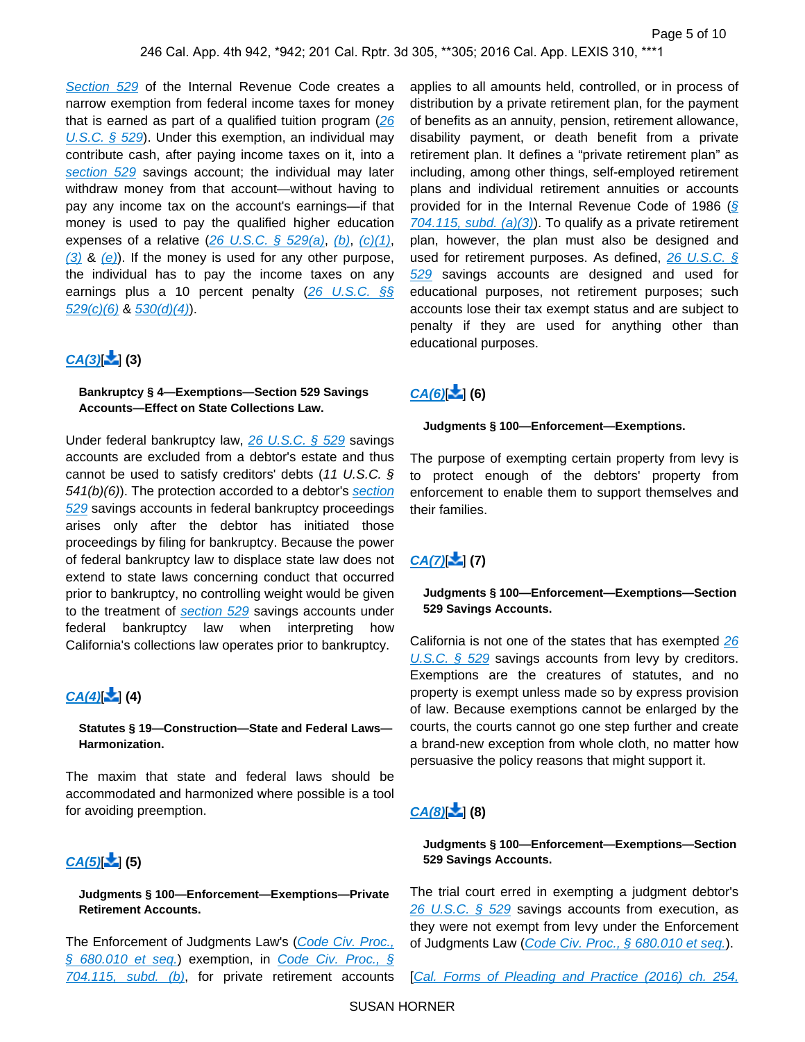Section 529 of the Internal Revenue Code creates a narrow exemption from federal income taxes for money that is earned as part of a qualified tuition program (26 U.S.C. § 529). Under this exemption, an individual may contribute cash, after paying income taxes on it, into a section 529 savings account; the individual may later withdraw money from that account—without having to pay any income tax on the account's earnings—if that money is used to pay the qualified higher education expenses of a relative (26 U.S.C. § 529(a), (b), (c)(1), (3) & (e)). If the money is used for any other purpose, the individual has to pay the income taxes on any earnings plus a 10 percent penalty (26 U.S.C. §§ 529(c)(6) & 530(d)(4)).

**CA(3)[⬇] (3)**

**Bankruptcy § 4—Exemptions—Section 529 Savings Accounts—Effect on State Collections Law.**

Under federal bankruptcy law, 26 U.S.C. § 529 savings accounts are excluded from a debtor's estate and thus cannot be used to satisfy creditors' debts (*11 U.S.C. § 541(b)(6)*). The protection accorded to a debtor's section 529 savings accounts in federal bankruptcy proceedings arises only after the debtor has initiated those proceedings by filing for bankruptcy. Because the power of federal bankruptcy law to displace state law does not extend to state laws concerning conduct that occurred prior to bankruptcy, no controlling weight would be given to the treatment of section 529 savings accounts under federal bankruptcy law when interpreting how California's collections law operates prior to bankruptcy.

**CA(4)[⬇] (4)**

**Statutes § 19—Construction—State and Federal Laws—Harmonization.**

The maxim that state and federal laws should be accommodated and harmonized where possible is a tool for avoiding preemption.

**CA(5)[⬇] (5)**

**Judgments § 100—Enforcement—Exemptions—Private Retirement Accounts.**

The Enforcement of Judgments Law's (Code Civ. Proc., § 680.010 et seq.) exemption, in Code Civ. Proc., § 704.115, subd. (b), for private retirement accounts applies to all amounts held, controlled, or in process of distribution by a private retirement plan, for the payment of benefits as an annuity, pension, retirement allowance, disability payment, or death benefit from a private retirement plan. It defines a "private retirement plan" as including, among other things, self-employed retirement plans and individual retirement annuities or accounts provided for in the Internal Revenue Code of 1986 (§ 704.115, subd. (a)(3)). To qualify as a private retirement plan, however, the plan must also be designed and used for retirement purposes. As defined, 26 U.S.C. § 529 savings accounts are designed and used for educational purposes, not retirement purposes; such accounts lose their tax exempt status and are subject to penalty if they are used for anything other than educational purposes.

**CA(6)[⬇] (6)**

**Judgments § 100—Enforcement—Exemptions.**

The purpose of exempting certain property from levy is to protect enough of the debtors' property from enforcement to enable them to support themselves and their families.

**CA(7)[⬇] (7)**

**Judgments § 100—Enforcement—Exemptions—Section 529 Savings Accounts.**

California is not one of the states that has exempted 26 U.S.C. § 529 savings accounts from levy by creditors. Exemptions are the creatures of statutes, and no property is exempt unless made so by express provision of law. Because exemptions cannot be enlarged by the courts, the courts cannot go one step further and create a brand-new exception from whole cloth, no matter how persuasive the policy reasons that might support it.

**CA(8)[⬇] (8)**

**Judgments § 100—Enforcement—Exemptions—Section 529 Savings Accounts.**

The trial court erred in exempting a judgment debtor's 26 U.S.C. § 529 savings accounts from execution, as they were not exempt from levy under the Enforcement of Judgments Law (Code Civ. Proc., § 680.010 et seq.).

[Cal. Forms of Pleading and Practice (2016) ch. 254,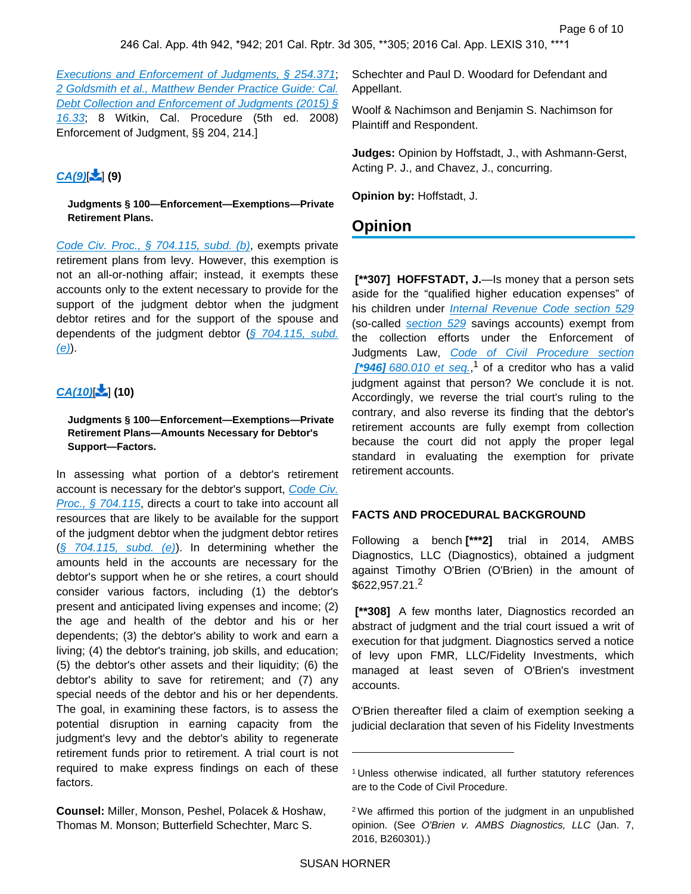[Executions and Enforcement of Judgments, § 254.371](); [2 Goldsmith et al., Matthew Bender Practice Guide: Cal. Debt Collection and Enforcement of Judgments (2015) § 16.33](); 8 Witkin, Cal. Procedure (5th ed. 2008) Enforcement of Judgment, §§ 204, 214.]

**CA(9)** (9)

**Judgments § 100—Enforcement—Exemptions—Private Retirement Plans.**

Code Civ. Proc., § 704.115, subd. (b), exempts private retirement plans from levy. However, this exemption is not an all-or-nothing affair; instead, it exempts these accounts only to the extent necessary to provide for the support of the judgment debtor when the judgment debtor retires and for the support of the spouse and dependents of the judgment debtor (§ 704.115, subd. (e)).

**CA(10)** (10)

**Judgments § 100—Enforcement—Exemptions—Private Retirement Plans—Amounts Necessary for Debtor's Support—Factors.**

In assessing what portion of a debtor's retirement account is necessary for the debtor's support, Code Civ. Proc., § 704.115, directs a court to take into account all resources that are likely to be available for the support of the judgment debtor when the judgment debtor retires (§ 704.115, subd. (e)). In determining whether the amounts held in the accounts are necessary for the debtor's support when he or she retires, a court should consider various factors, including (1) the debtor's present and anticipated living expenses and income; (2) the age and health of the debtor and his or her dependents; (3) the debtor's ability to work and earn a living; (4) the debtor's training, job skills, and education; (5) the debtor's other assets and their liquidity; (6) the debtor's ability to save for retirement; and (7) any special needs of the debtor and his or her dependents. The goal, in examining these factors, is to assess the potential disruption in earning capacity from the judgment's levy and the debtor's ability to regenerate retirement funds prior to retirement. A trial court is not required to make express findings on each of these factors.

**Counsel:** Miller, Monson, Peshel, Polacek & Hoshaw, Thomas M. Monson; Butterfield Schechter, Marc S. Schechter and Paul D. Woodard for Defendant and Appellant.

Woolf & Nachimson and Benjamin S. Nachimson for Plaintiff and Respondent.

**Judges:** Opinion by Hoffstadt, J., with Ashmann-Gerst, Acting P. J., and Chavez, J., concurring.

**Opinion by:** Hoffstadt, J.

## Opinion

**[**307] HOFFSTADT, J.**—Is money that a person sets aside for the "qualified higher education expenses" of his children under Internal Revenue Code section 529 (so-called section 529 savings accounts) exempt from the collection efforts under the Enforcement of Judgments Law, Code of Civil Procedure section **[*946]** 680.010 et seq.,[1] of a creditor who has a valid judgment against that person? We conclude it is not. Accordingly, we reverse the trial court's ruling to the contrary, and also reverse its finding that the debtor's retirement accounts are fully exempt from collection because the court did not apply the proper legal standard in evaluating the exemption for private retirement accounts.

### FACTS AND PROCEDURAL BACKGROUND

Following a bench **[***2]** trial in 2014, AMBS Diagnostics, LLC (Diagnostics), obtained a judgment against Timothy O'Brien (O'Brien) in the amount of $622,957.21.[2]

**[**308]** A few months later, Diagnostics recorded an abstract of judgment and the trial court issued a writ of execution for that judgment. Diagnostics served a notice of levy upon FMR, LLC/Fidelity Investments, which managed at least seven of O'Brien's investment accounts.

O'Brien thereafter filed a claim of exemption seeking a judicial declaration that seven of his Fidelity Investments

---

[1] Unless otherwise indicated, all further statutory references are to the Code of Civil Procedure.

[2] We affirmed this portion of the judgment in an unpublished opinion. (See *O'Brien v. AMBS Diagnostics, LLC* (Jan. 7, 2016, B260301).)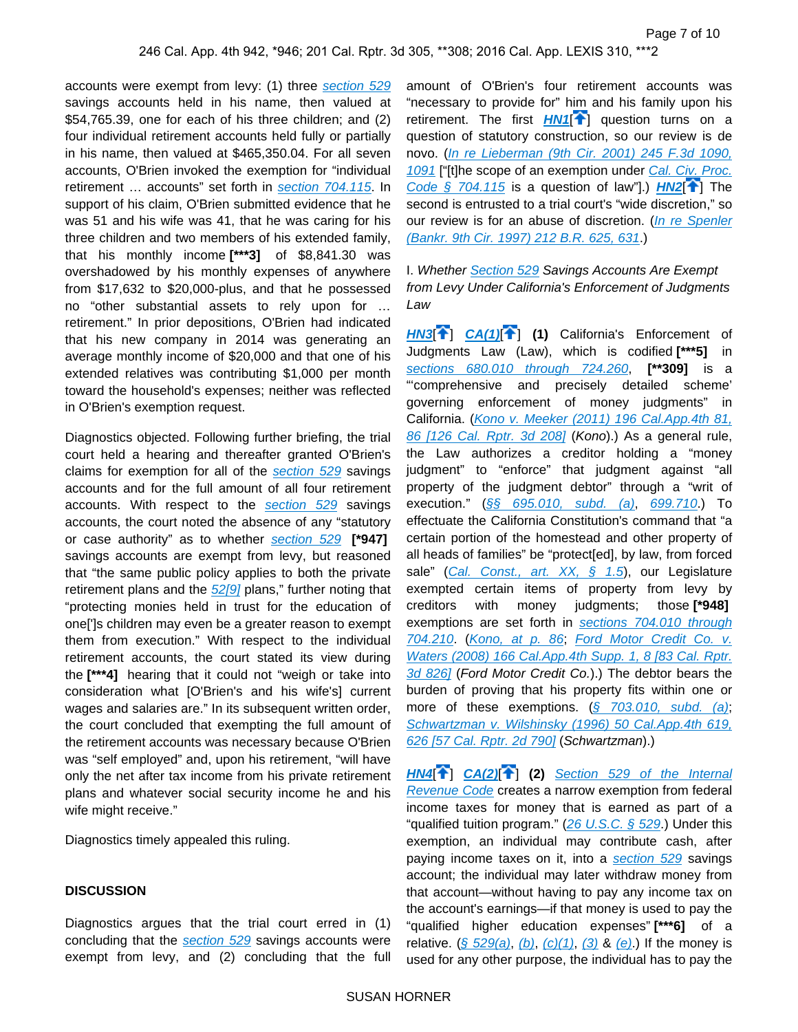accounts were exempt from levy: (1) three section 529 savings accounts held in his name, then valued at $54,765.39, one for each of his three children; and (2) four individual retirement accounts held fully or partially in his name, then valued at $465,350.04. For all seven accounts, O'Brien invoked the exemption for "individual retirement … accounts" set forth in section 704.115. In support of his claim, O'Brien submitted evidence that he was 51 and his wife was 41, that he was caring for his three children and two members of his extended family, that his monthly income [***3] of $8,841.30 was overshadowed by his monthly expenses of anywhere from $17,632 to $20,000-plus, and that he possessed no "other substantial assets to rely upon for … retirement." In prior depositions, O'Brien had indicated that his new company in 2014 was generating an average monthly income of $20,000 and that one of his extended relatives was contributing $1,000 per month toward the household's expenses; neither was reflected in O'Brien's exemption request.

Diagnostics objected. Following further briefing, the trial court held a hearing and thereafter granted O'Brien's claims for exemption for all of the section 529 savings accounts and for the full amount of all four retirement accounts. With respect to the section 529 savings accounts, the court noted the absence of any "statutory or case authority" as to whether section 529 [*947] savings accounts are exempt from levy, but reasoned that "the same public policy applies to both the private retirement plans and the 52[9] plans," further noting that "protecting monies held in trust for the education of one['] s children may even be a greater reason to exempt them from execution." With respect to the individual retirement accounts, the court stated its view during the [***4] hearing that it could not "weigh or take into consideration what [O'Brien's and his wife's] current wages and salaries are." In its subsequent written order, the court concluded that exempting the full amount of the retirement accounts was necessary because O'Brien was "self employed" and, upon his retirement, "will have only the net after tax income from his private retirement plans and whatever social security income he and his wife might receive."

Diagnostics timely appealed this ruling.

## DISCUSSION

Diagnostics argues that the trial court erred in (1) concluding that the section 529 savings accounts were exempt from levy, and (2) concluding that the full amount of O'Brien's four retirement accounts was "necessary to provide for" him and his family upon his retirement. The first HN1[] question turns on a question of statutory construction, so our review is de novo. (In re Lieberman (9th Cir. 2001) 245 F.3d 1090, 1091 ["[t]he scope of an exemption under Cal. Civ. Proc. Code § 704.115 is a question of law"].) HN2[] The second is entrusted to a trial court's "wide discretion," so our review is for an abuse of discretion. (In re Spenler (Bankr. 9th Cir. 1997) 212 B.R. 625, 631.)

I. *Whether Section 529 Savings Accounts Are Exempt from Levy Under California's Enforcement of Judgments Law*

HN3[] CA(1)[] **(1)** California's Enforcement of Judgments Law (Law), which is codified [***5] in sections 680.010 through 724.260, [**309] is a "'comprehensive and precisely detailed scheme' governing enforcement of money judgments" in California. (Kono v. Meeker (2011) 196 Cal.App.4th 81, 86 [126 Cal. Rptr. 3d 208] (*Kono*).) As a general rule, the Law authorizes a creditor holding a "money judgment" to "enforce" that judgment against "all property of the judgment debtor" through a "writ of execution." (§§ 695.010, subd. (a), 699.710.) To effectuate the California Constitution's command that "a certain portion of the homestead and other property of all heads of families" be "protect[ed], by law, from forced sale" (Cal. Const., art. XX, § 1.5), our Legislature exempted certain items of property from levy by creditors with money judgments; those [*948] exemptions are set forth in sections 704.010 through 704.210. (Kono, at p. 86; Ford Motor Credit Co. v. Waters (2008) 166 Cal.App.4th Supp. 1, 8 [83 Cal. Rptr. 3d 826] (*Ford Motor Credit Co.*).) The debtor bears the burden of proving that his property fits within one or more of these exemptions. (§ 703.010, subd. (a); Schwartzman v. Wilshinsky (1996) 50 Cal.App.4th 619, 626 [57 Cal. Rptr. 2d 790] (*Schwartzman*).)

HN4[] CA(2)[] **(2)** Section 529 of the Internal Revenue Code creates a narrow exemption from federal income taxes for money that is earned as part of a "qualified tuition program." (26 U.S.C. § 529.) Under this exemption, an individual may contribute cash, after paying income taxes on it, into a section 529 savings account; the individual may later withdraw money from that account—without having to pay any income tax on the account's earnings—if that money is used to pay the "qualified higher education expenses" [***6] of a relative. (§ 529(a), (b), (c)(1), (3) & (e).) If the money is used for any other purpose, the individual has to pay the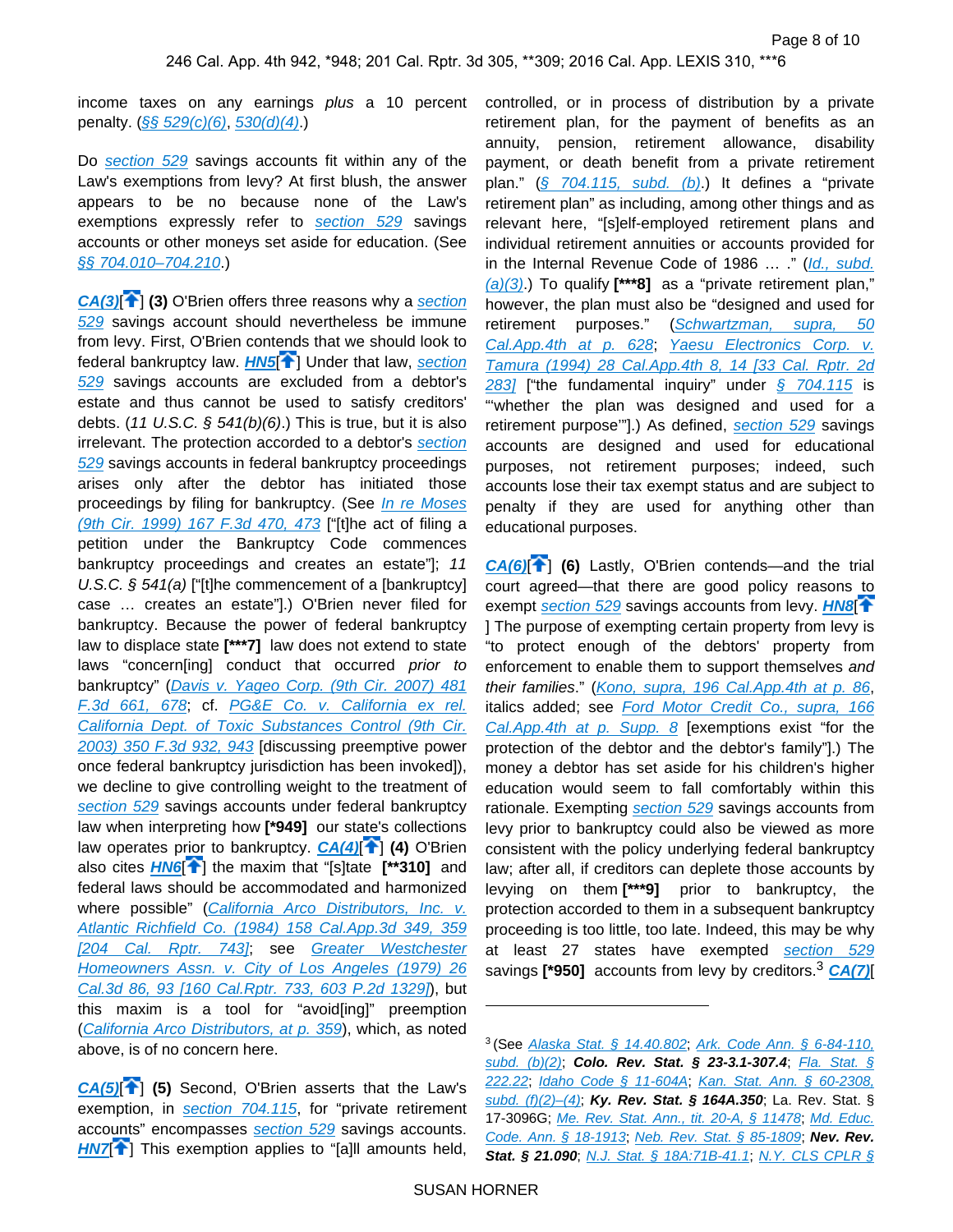income taxes on any earnings *plus* a 10 percent penalty. (*§§ 529(c)(6)*, *530(d)(4)*.)

Do *section 529* savings accounts fit within any of the Law's exemptions from levy? At first blush, the answer appears to be no because none of the Law's exemptions expressly refer to *section 529* savings accounts or other moneys set aside for education. (See *§§ 704.010–704.210*.)

***CA(3)***[] **(3)** O'Brien offers three reasons why a *section 529* savings account should nevertheless be immune from levy. First, O'Brien contends that we should look to federal bankruptcy law. ***HN5***[] Under that law, *section 529* savings accounts are excluded from a debtor's estate and thus cannot be used to satisfy creditors' debts. (*11 U.S.C. § 541(b)(6)*.) This is true, but it is also irrelevant. The protection accorded to a debtor's *section 529* savings accounts in federal bankruptcy proceedings arises only after the debtor has initiated those proceedings by filing for bankruptcy. (See *In re Moses (9th Cir. 1999) 167 F.3d 470, 473* ["[t]he act of filing a petition under the Bankruptcy Code commences bankruptcy proceedings and creates an estate"]; *11 U.S.C. § 541(a)* ["[t]he commencement of a [bankruptcy] case … creates an estate"].) O'Brien never filed for bankruptcy. Because the power of federal bankruptcy law to displace state **[\*\*\*7]** law does not extend to state laws "concern[ing] conduct that occurred *prior to* bankruptcy" (*Davis v. Yageo Corp. (9th Cir. 2007) 481 F.3d 661, 678*; cf. *PG&E Co. v. California ex rel. California Dept. of Toxic Substances Control (9th Cir. 2003) 350 F.3d 932, 943* [discussing preemptive power once federal bankruptcy jurisdiction has been invoked]), we decline to give controlling weight to the treatment of *section 529* savings accounts under federal bankruptcy law when interpreting how **[\*949]** our state's collections law operates prior to bankruptcy. ***CA(4)***[] **(4)** O'Brien also cites ***HN6***[] the maxim that "[s]tate **[\*\*310]** and federal laws should be accommodated and harmonized where possible" (*California Arco Distributors, Inc. v. Atlantic Richfield Co. (1984) 158 Cal.App.3d 349, 359 [204 Cal. Rptr. 743]*; see *Greater Westchester Homeowners Assn. v. City of Los Angeles (1979) 26 Cal.3d 86, 93 [160 Cal.Rptr. 733, 603 P.2d 1329]*), but this maxim is a tool for "avoid[ing]" preemption (*California Arco Distributors, at p. 359*), which, as noted above, is of no concern here.

***CA(5)***[] **(5)** Second, O'Brien asserts that the Law's exemption, in *section 704.115*, for "private retirement accounts" encompasses *section 529* savings accounts. ***HN7***[] This exemption applies to "[a]ll amounts held, controlled, or in process of distribution by a private retirement plan, for the payment of benefits as an annuity, pension, retirement allowance, disability payment, or death benefit from a private retirement plan." (*§ 704.115, subd. (b)*.) It defines a "private retirement plan" as including, among other things and as relevant here, "[s]elf-employed retirement plans and individual retirement annuities or accounts provided for in the Internal Revenue Code of 1986 … ." (*Id., subd. (a)(3)*.) To qualify **[\*\*\*8]** as a "private retirement plan," however, the plan must also be "designed and used for retirement purposes." (*Schwartzman, supra, 50 Cal.App.4th at p. 628*; *Yaesu Electronics Corp. v. Tamura (1994) 28 Cal.App.4th 8, 14 [33 Cal. Rptr. 2d 283]* ["the fundamental inquiry" under *§ 704.115* is "'whether the plan was designed and used for a retirement purpose'"].) As defined, *section 529* savings accounts are designed and used for educational purposes, not retirement purposes; indeed, such accounts lose their tax exempt status and are subject to penalty if they are used for anything other than educational purposes.

***CA(6)***[] **(6)** Lastly, O'Brien contends—and the trial court agreed—that there are good policy reasons to exempt *section 529* savings accounts from levy. ***HN8***[] The purpose of exempting certain property from levy is "to protect enough of the debtors' property from enforcement to enable them to support themselves *and their families*." (*Kono, supra, 196 Cal.App.4th at p. 86*, italics added; see *Ford Motor Credit Co., supra, 166 Cal.App.4th at p. Supp. 8* [exemptions exist "for the protection of the debtor and the debtor's family"].) The money a debtor has set aside for his children's higher education would seem to fall comfortably within this rationale. Exempting *section 529* savings accounts from levy prior to bankruptcy could also be viewed as more consistent with the policy underlying federal bankruptcy law; after all, if creditors can deplete those accounts by levying on them **[\*\*\*9]** prior to bankruptcy, the protection accorded to them in a subsequent bankruptcy proceeding is too little, too late. Indeed, this may be why at least 27 states have exempted *section 529* savings **[\*950]** accounts from levy by creditors.[3] ***CA(7)***[

---

[3] (See *Alaska Stat. § 14.40.802*; *Ark. Code Ann. § 6-84-110, subd. (b)(2)*; **Colo. Rev. Stat. § 23-3.1-307.4**; *Fla. Stat. § 222.22*; *Idaho Code § 11-604A*; *Kan. Stat. Ann. § 60-2308, subd. (f)(2)–(4)*; **Ky. Rev. Stat. § 164A.350**; La. Rev. Stat. § 17-3096G; *Me. Rev. Stat. Ann., tit. 20-A, § 11478*; *Md. Educ. Code. Ann. § 18-1913*; *Neb. Rev. Stat. § 85-1809*; **Nev. Rev. Stat. § 21.090**; *N.J. Stat. § 18A:71B-41.1*; *N.Y. CLS CPLR §*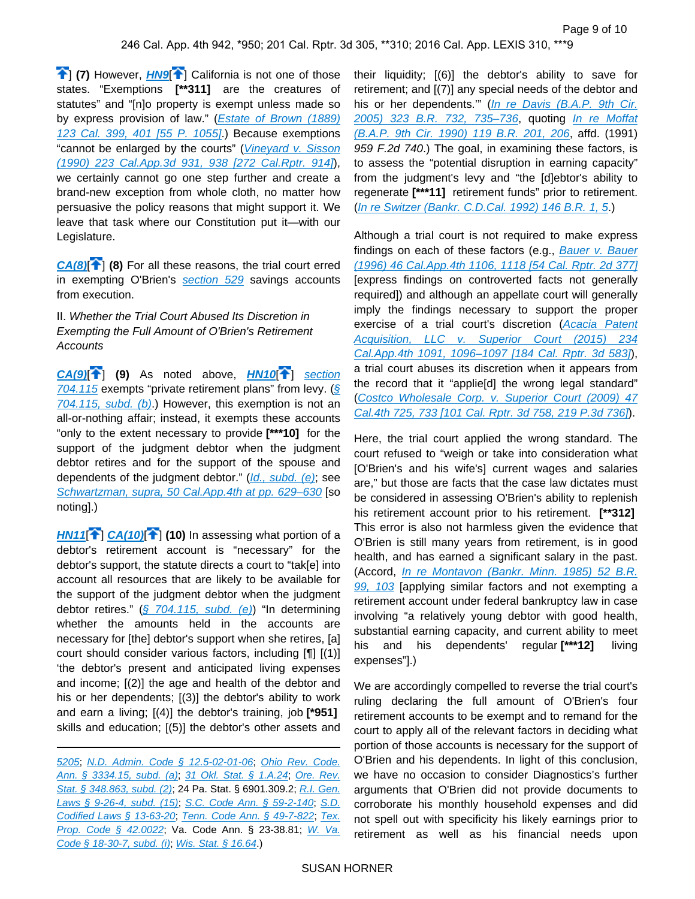] **(7)** However, ***HN9***[] California is not one of those states. "Exemptions **[\*\*311]** are the creatures of statutes" and "[n]o property is exempt unless made so by express provision of law." (*Estate of Brown (1889) 123 Cal. 399, 401 [55 P. 1055]*.) Because exemptions "cannot be enlarged by the courts" (*Vineyard v. Sisson (1990) 223 Cal.App.3d 931, 938 [272 Cal.Rptr. 914]*), we certainly cannot go one step further and create a brand-new exception from whole cloth, no matter how persuasive the policy reasons that might support it. We leave that task where our Constitution put it—with our Legislature.

***CA(8)***[] **(8)** For all these reasons, the trial court erred in exempting O'Brien's section 529 savings accounts from execution.

II. *Whether the Trial Court Abused Its Discretion in Exempting the Full Amount of O'Brien's Retirement Accounts*

***CA(9)***[] **(9)** As noted above, ***HN10***[] section 704.115 exempts "private retirement plans" from levy. (§ 704.115, subd. (b).) However, this exemption is not an all-or-nothing affair; instead, it exempts these accounts "only to the extent necessary to provide **[\*\*\*10]** for the support of the judgment debtor when the judgment debtor retires and for the support of the spouse and dependents of the judgment debtor." (*Id., subd. (e)*; see *Schwartzman, supra, 50 Cal.App.4th at pp. 629–630* [so noting].)

***HN11***[] ***CA(10)***[] **(10)** In assessing what portion of a debtor's retirement account is "necessary" for the debtor's support, the statute directs a court to "tak[e] into account all resources that are likely to be available for the support of the judgment debtor when the judgment debtor retires." (§ 704.115, subd. (e)) "In determining whether the amounts held in the accounts are necessary for [the] debtor's support when she retires, [a] court should consider various factors, including [¶] [(1)] 'the debtor's present and anticipated living expenses and income; [(2)] the age and health of the debtor and his or her dependents; [(3)] the debtor's ability to work and earn a living; [(4)] the debtor's training, job **[\*951]** skills and education; [(5)] the debtor's other assets and their liquidity; [(6)] the debtor's ability to save for retirement; and [(7)] any special needs of the debtor and his or her dependents.'" (*In re Davis (B.A.P. 9th Cir. 2005) 323 B.R. 732, 735–736*, quoting *In re Moffat (B.A.P. 9th Cir. 1990) 119 B.R. 201, 206*, affd. (1991) 959 F.2d 740.) The goal, in examining these factors, is to assess the "potential disruption in earning capacity" from the judgment's levy and "the [d]ebtor's ability to regenerate **[\*\*\*11]** retirement funds" prior to retirement. (*In re Switzer (Bankr. C.D.Cal. 1992) 146 B.R. 1, 5*.)

Although a trial court is not required to make express findings on each of these factors (e.g., *Bauer v. Bauer (1996) 46 Cal.App.4th 1106, 1118 [54 Cal. Rptr. 2d 377]* [express findings on controverted facts not generally required]) and although an appellate court will generally imply the findings necessary to support the proper exercise of a trial court's discretion (*Acacia Patent Acquisition, LLC v. Superior Court (2015) 234 Cal.App.4th 1091, 1096–1097 [184 Cal. Rptr. 3d 583]*), a trial court abuses its discretion when it appears from the record that it "applie[d] the wrong legal standard" (*Costco Wholesale Corp. v. Superior Court (2009) 47 Cal.4th 725, 733 [101 Cal. Rptr. 3d 758, 219 P.3d 736]*).

Here, the trial court applied the wrong standard. The court refused to "weigh or take into consideration what [O'Brien's and his wife's] current wages and salaries are," but those are facts that the case law dictates must be considered in assessing O'Brien's ability to replenish his retirement account prior to his retirement. **[\*\*312]** This error is also not harmless given the evidence that O'Brien is still many years from retirement, is in good health, and has earned a significant salary in the past. (Accord, *In re Montavon (Bankr. Minn. 1985) 52 B.R. 99, 103* [applying similar factors and not exempting a retirement account under federal bankruptcy law in case involving "a relatively young debtor with good health, substantial earning capacity, and current ability to meet his and his dependents' regular **[\*\*\*12]** living expenses"].)

We are accordingly compelled to reverse the trial court's ruling declaring the full amount of O'Brien's four retirement accounts to be exempt and to remand for the court to apply all of the relevant factors in deciding what portion of those accounts is necessary for the support of O'Brien and his dependents. In light of this conclusion, we have no occasion to consider Diagnostics's further arguments that O'Brien did not provide documents to corroborate his monthly household expenses and did not spell out with specificity his likely earnings prior to retirement as well as his financial needs upon

---

5205; N.D. Admin. Code § 12.5-02-01-06; Ohio Rev. Code. Ann. § 3334.15, subd. (a); 31 Okl. Stat. § 1.A.24; Ore. Rev. Stat. § 348.863, subd. (2); 24 Pa. Stat. § 6901.309.2; R.I. Gen. Laws § 9-26-4, subd. (15); S.C. Code Ann. § 59-2-140; S.D. Codified Laws § 13-63-20; Tenn. Code Ann. § 49-7-822; Tex. Prop. Code § 42.0022; Va. Code Ann. § 23-38.81; W. Va. Code § 18-30-7, subd. (i); Wis. Stat. § 16.64.)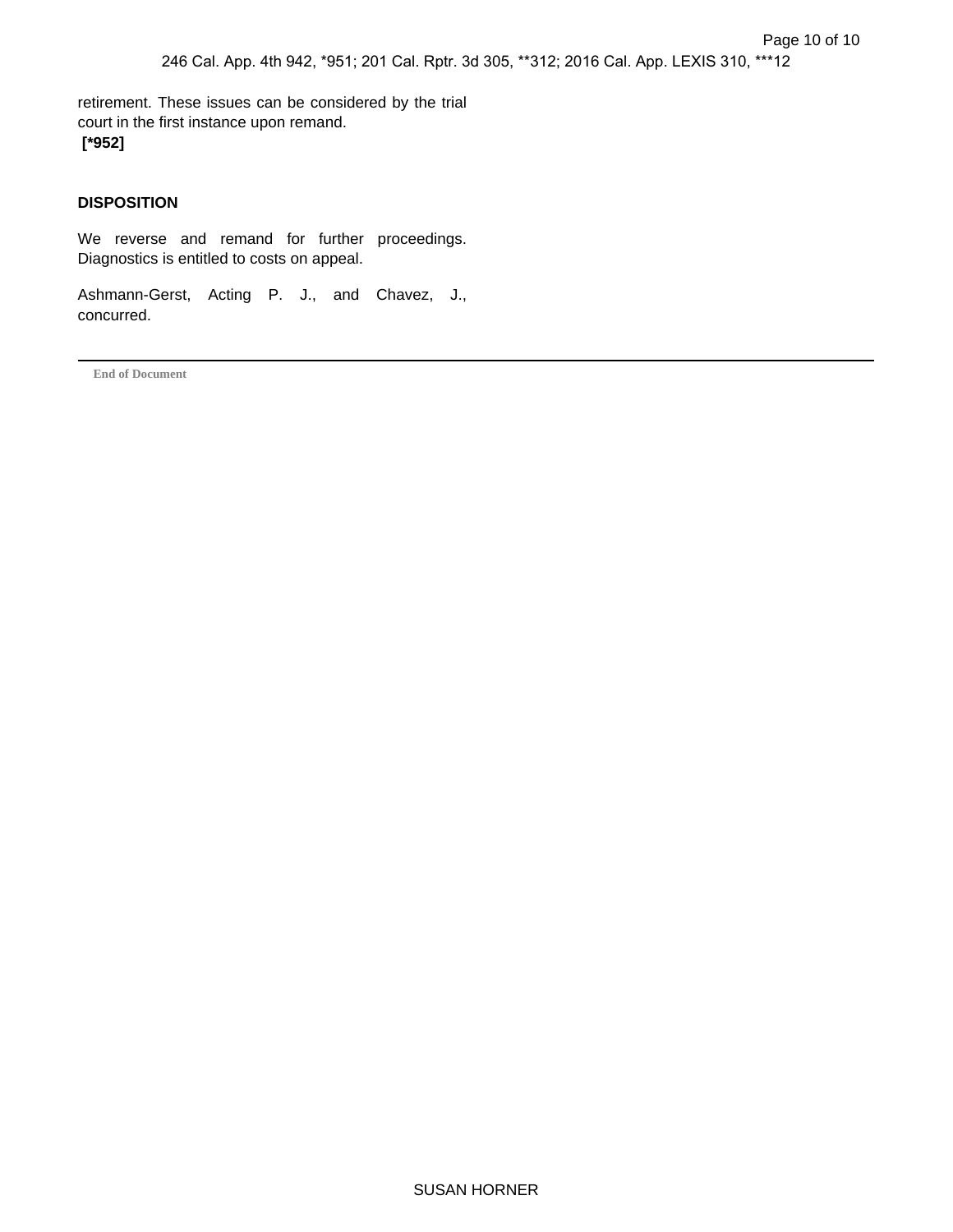retirement. These issues can be considered by the trial court in the first instance upon remand.

[*952]

**DISPOSITION**

We reverse and remand for further proceedings. Diagnostics is entitled to costs on appeal.

Ashmann-Gerst, Acting P. J., and Chavez, J., concurred.

---

**End of Document**